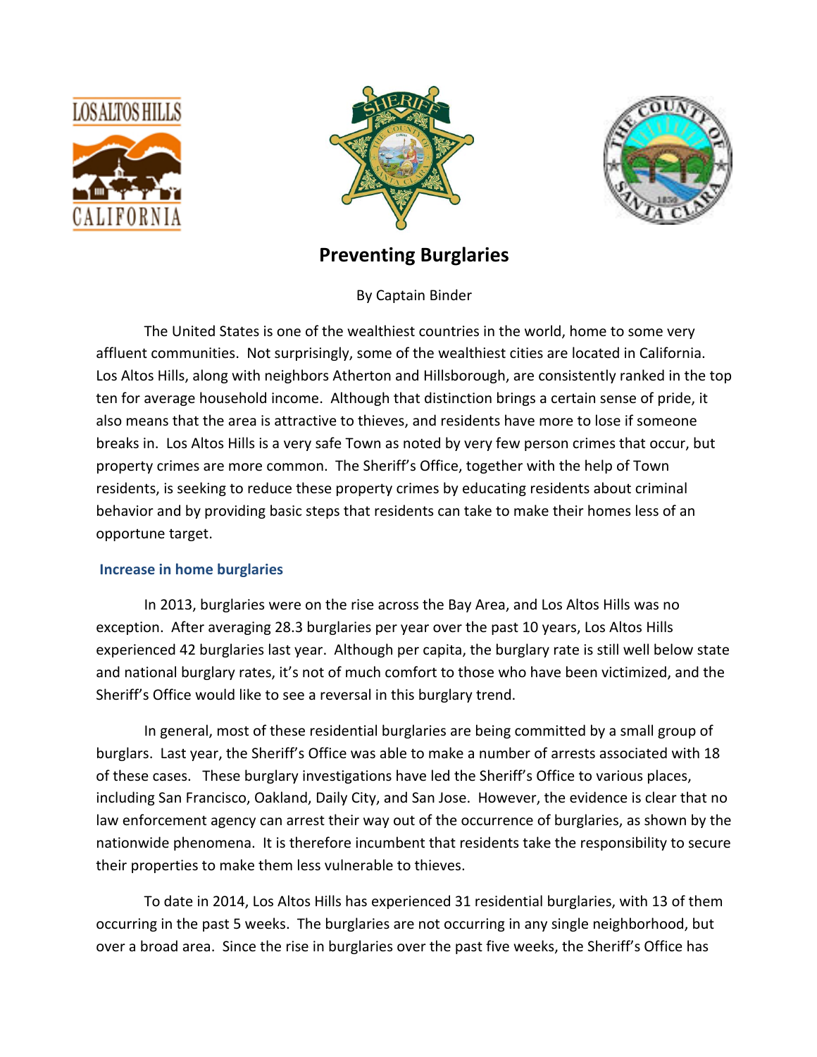# Preventing Burglaries

By Captain Binder

The United States is one of the wealthiest countries in the world, home to some very affluent communities. Not surprisingly, some of the wealthiest cities are located in California. Los Altos Hills, along with neighbors Atherton and Hillsborough, are consistently ranked in the top ten for average household income. Although that distinction brings a certain sense of pride, it also means that the area is attractive to thieves, and residents have more to lose if someone breaks in. Los Altos Hills is a very safe Town as noted by very few person crimes that occur, but property crimes are more common. The Sheriff's Office, together with the help of Town residents, is seeking to reduce these property crimes by educating residents about criminal behavior and by providing basic steps that residents can take to make their homes less of an opportune target.

## Increase in home burglaries

In 2013, burglaries were on the rise across the Bay Area, and Los Altos Hills was no exception. After averaging 28.3 burglaries per year over the past 10 years, Los Altos Hills experienced 42 burglaries last year. Although per capita, the burglary rate is still well below state and national burglary rates, it's not of much comfort to those who have been victimized, and the Sheriff's Office would like to see a reversal in this burglary trend.

In general, most of these residential burglaries are being committed by a small group of burglars. Last year, the Sheriff's Office was able to make a number of arrests associated with 18 of these cases. These burglary investigations have led the Sheriff's Office to various places, including San Francisco, Oakland, Daily City, and San Jose. However, the evidence is clear that no law enforcement agency can arrest their way out of the occurrence of burglaries, as shown by the nationwide phenomena. It is therefore incumbent that residents take the responsibility to secure their properties to make them less vulnerable to thieves.

To date in 2014, Los Altos Hills has experienced 31 residential burglaries, with 13 of them occurring in the past 5 weeks. The burglaries are not occurring in any single neighborhood, but over a broad area. Since the rise in burglaries over the past five weeks, the Sheriff's Office has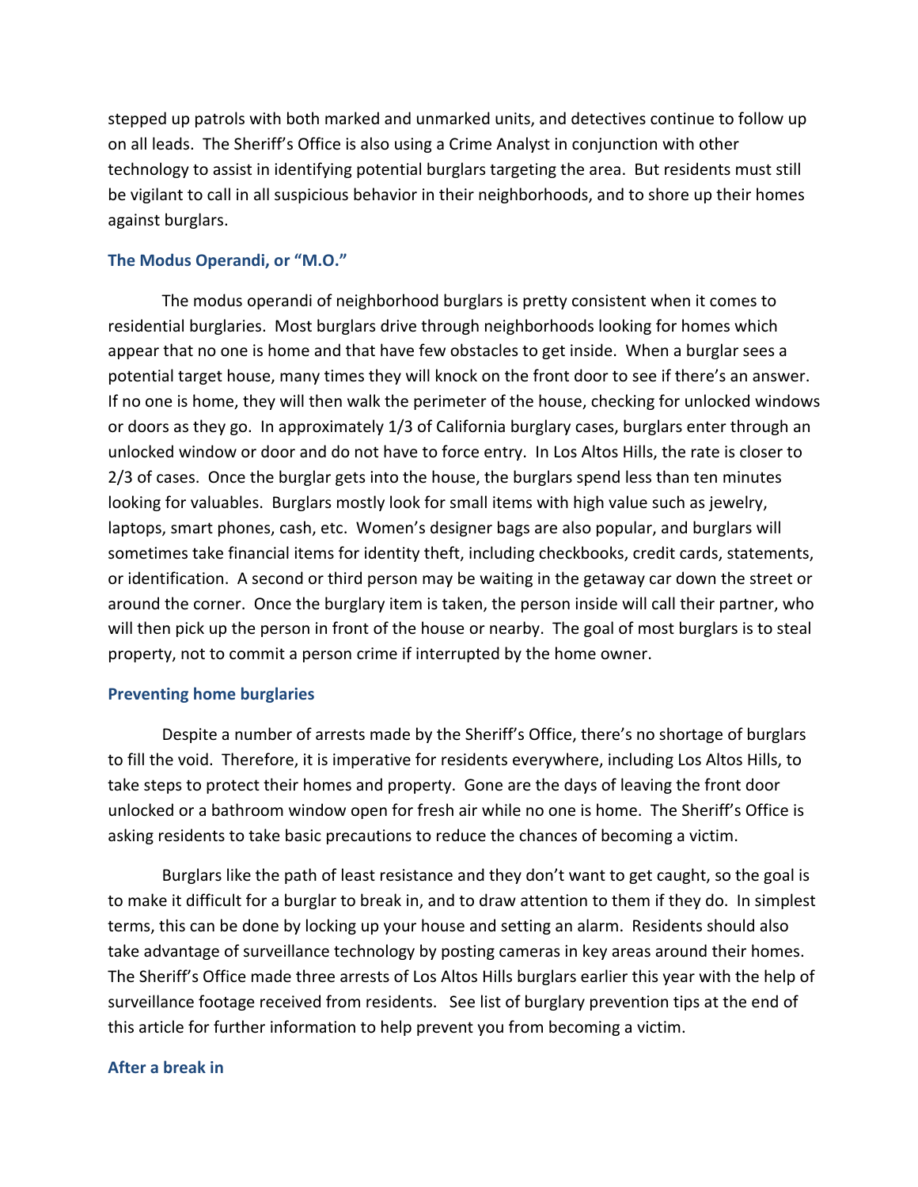stepped up patrols with both marked and unmarked units, and detectives continue to follow up on all leads. The Sheriff's Office is also using a Crime Analyst in conjunction with other technology to assist in identifying potential burglars targeting the area. But residents must still be vigilant to call in all suspicious behavior in their neighborhoods, and to shore up their homes against burglars.

### The Modus Operandi, or "M.O."

The modus operandi of neighborhood burglars is pretty consistent when it comes to residential burglaries. Most burglars drive through neighborhoods looking for homes which appear that no one is home and that have few obstacles to get inside. When a burglar sees a potential target house, many times they will knock on the front door to see if there's an answer. If no one is home, they will then walk the perimeter of the house, checking for unlocked windows or doors as they go. In approximately 1/3 of California burglary cases, burglars enter through an unlocked window or door and do not have to force entry. In Los Altos Hills, the rate is closer to 2/3 of cases. Once the burglar gets into the house, the burglars spend less than ten minutes looking for valuables. Burglars mostly look for small items with high value such as jewelry, laptops, smart phones, cash, etc. Women's designer bags are also popular, and burglars will sometimes take financial items for identity theft, including checkbooks, credit cards, statements, or identification. A second or third person may be waiting in the getaway car down the street or around the corner. Once the burglary item is taken, the person inside will call their partner, who will then pick up the person in front of the house or nearby. The goal of most burglars is to steal property, not to commit a person crime if interrupted by the home owner.

### Preventing home burglaries

Despite a number of arrests made by the Sheriff's Office, there's no shortage of burglars to fill the void. Therefore, it is imperative for residents everywhere, including Los Altos Hills, to take steps to protect their homes and property. Gone are the days of leaving the front door unlocked or a bathroom window open for fresh air while no one is home. The Sheriff's Office is asking residents to take basic precautions to reduce the chances of becoming a victim.

Burglars like the path of least resistance and they don't want to get caught, so the goal is to make it difficult for a burglar to break in, and to draw attention to them if they do. In simplest terms, this can be done by locking up your house and setting an alarm. Residents should also take advantage of surveillance technology by posting cameras in key areas around their homes. The Sheriff's Office made three arrests of Los Altos Hills burglars earlier this year with the help of surveillance footage received from residents. See list of burglary prevention tips at the end of this article for further information to help prevent you from becoming a victim.

### After a break in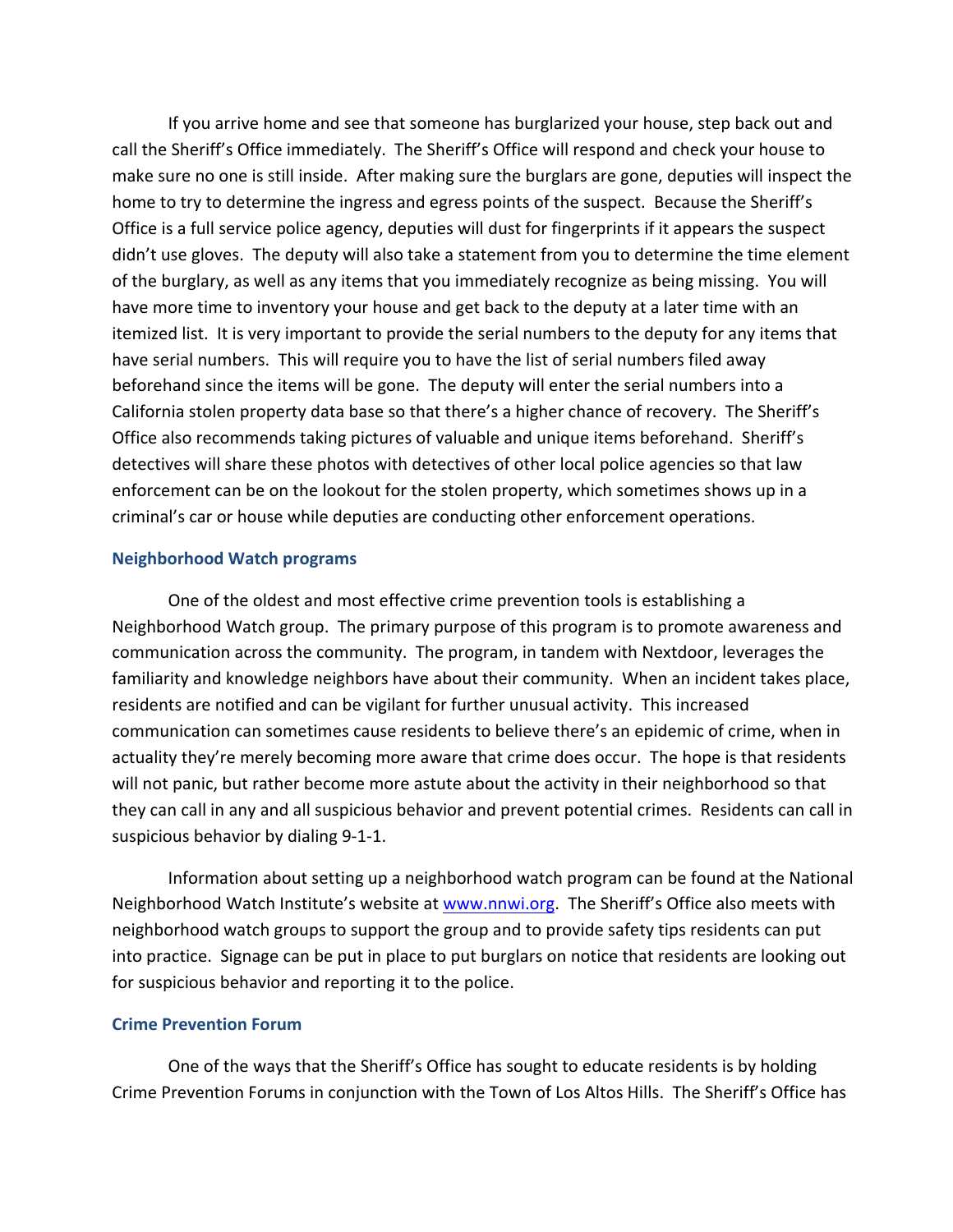If you arrive home and see that someone has burglarized your house, step back out and call the Sheriff's Office immediately. The Sheriff's Office will respond and check your house to make sure no one is still inside. After making sure the burglars are gone, deputies will inspect the home to try to determine the ingress and egress points of the suspect. Because the Sheriff's Office is a full service police agency, deputies will dust for fingerprints if it appears the suspect didn't use gloves. The deputy will also take a statement from you to determine the time element of the burglary, as well as any items that you immediately recognize as being missing. You will have more time to inventory your house and get back to the deputy at a later time with an itemized list. It is very important to provide the serial numbers to the deputy for any items that have serial numbers. This will require you to have the list of serial numbers filed away beforehand since the items will be gone. The deputy will enter the serial numbers into a California stolen property data base so that there's a higher chance of recovery. The Sheriff's Office also recommends taking pictures of valuable and unique items beforehand. Sheriff's detectives will share these photos with detectives of other local police agencies so that law enforcement can be on the lookout for the stolen property, which sometimes shows up in a criminal's car or house while deputies are conducting other enforcement operations.

### Neighborhood Watch programs

One of the oldest and most effective crime prevention tools is establishing a Neighborhood Watch group. The primary purpose of this program is to promote awareness and communication across the community. The program, in tandem with Nextdoor, leverages the familiarity and knowledge neighbors have about their community. When an incident takes place, residents are notified and can be vigilant for further unusual activity. This increased communication can sometimes cause residents to believe there's an epidemic of crime, when in actuality they're merely becoming more aware that crime does occur. The hope is that residents will not panic, but rather become more astute about the activity in their neighborhood so that they can call in any and all suspicious behavior and prevent potential crimes. Residents can call in suspicious behavior by dialing 9-1-1.

Information about setting up a neighborhood watch program can be found at the National Neighborhood Watch Institute's website at [www.nnwi.org](www.nnwi.org). The Sheriff's Office also meets with neighborhood watch groups to support the group and to provide safety tips residents can put into practice. Signage can be put in place to put burglars on notice that residents are looking out for suspicious behavior and reporting it to the police.

### Crime Prevention Forum

One of the ways that the Sheriff's Office has sought to educate residents is by holding Crime Prevention Forums in conjunction with the Town of Los Altos Hills. The Sheriff's Office has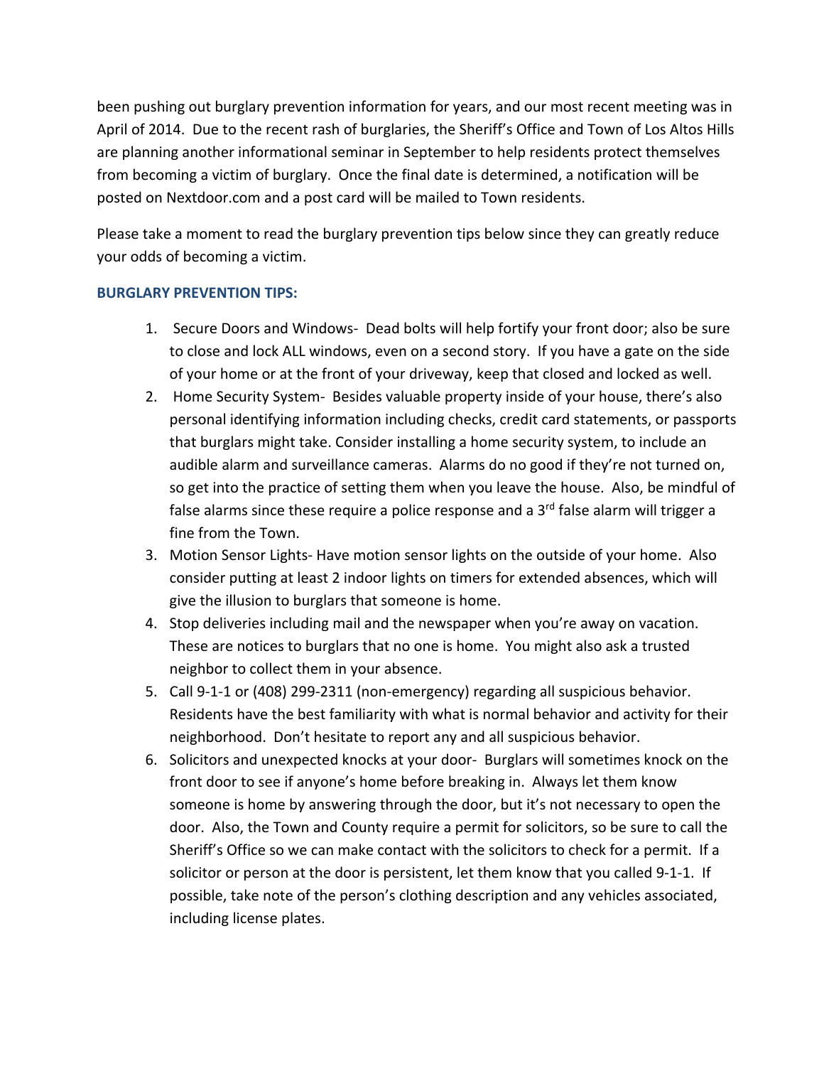been pushing out burglary prevention information for years, and our most recent meeting was in April of 2014. Due to the recent rash of burglaries, the Sheriff's Office and Town of Los Altos Hills are planning another informational seminar in September to help residents protect themselves from becoming a victim of burglary. Once the final date is determined, a notification will be posted on Nextdoor.com and a post card will be mailed to Town residents.

Please take a moment to read the burglary prevention tips below since they can greatly reduce your odds of becoming a victim.

**BURGLARY PREVENTION TIPS:**

1. Secure Doors and Windows- Dead bolts will help fortify your front door; also be sure to close and lock ALL windows, even on a second story. If you have a gate on the side of your home or at the front of your driveway, keep that closed and locked as well.
2. Home Security System- Besides valuable property inside of your house, there's also personal identifying information including checks, credit card statements, or passports that burglars might take. Consider installing a home security system, to include an audible alarm and surveillance cameras. Alarms do no good if they're not turned on, so get into the practice of setting them when you leave the house. Also, be mindful of false alarms since these require a police response and a 3rd false alarm will trigger a fine from the Town.
3. Motion Sensor Lights- Have motion sensor lights on the outside of your home. Also consider putting at least 2 indoor lights on timers for extended absences, which will give the illusion to burglars that someone is home.
4. Stop deliveries including mail and the newspaper when you're away on vacation. These are notices to burglars that no one is home. You might also ask a trusted neighbor to collect them in your absence.
5. Call 9-1-1 or (408) 299-2311 (non-emergency) regarding all suspicious behavior. Residents have the best familiarity with what is normal behavior and activity for their neighborhood. Don't hesitate to report any and all suspicious behavior.
6. Solicitors and unexpected knocks at your door- Burglars will sometimes knock on the front door to see if anyone's home before breaking in. Always let them know someone is home by answering through the door, but it's not necessary to open the door. Also, the Town and County require a permit for solicitors, so be sure to call the Sheriff's Office so we can make contact with the solicitors to check for a permit. If a solicitor or person at the door is persistent, let them know that you called 9-1-1. If possible, take note of the person's clothing description and any vehicles associated, including license plates.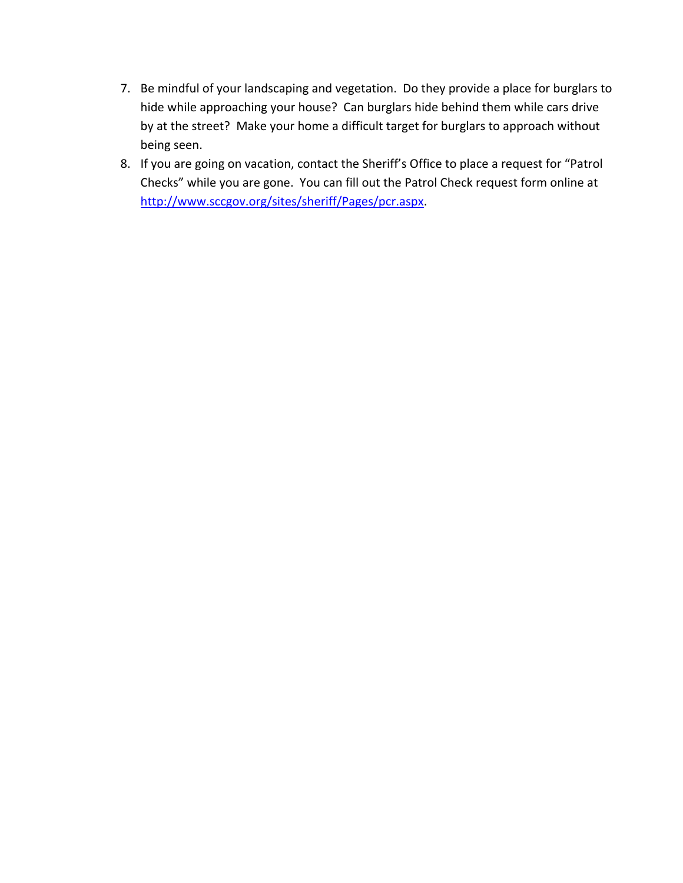7. Be mindful of your landscaping and vegetation. Do they provide a place for burglars to hide while approaching your house? Can burglars hide behind them while cars drive by at the street? Make your home a difficult target for burglars to approach without being seen.
8. If you are going on vacation, contact the Sheriff's Office to place a request for "Patrol Checks" while you are gone. You can fill out the Patrol Check request form online at [http://www.sccgov.org/sites/sheriff/Pages/pcr.aspx](http://www.sccgov.org/sites/sheriff/Pages/pcr.aspx).